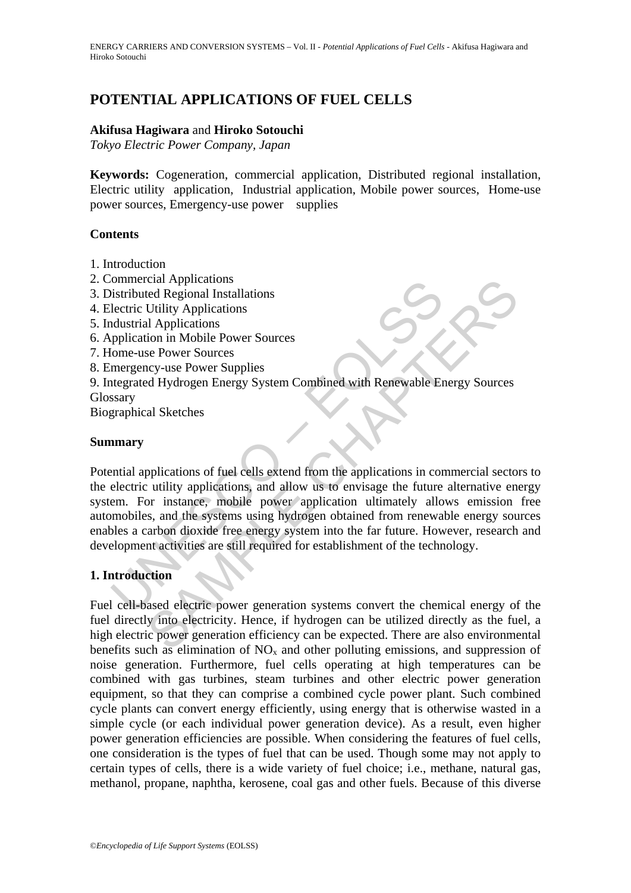# POTENTIAL APPLICATIONS OF FUEL CELLS

**Akifusa Hagiwara** and **Hiroko Sotouchi**

*Tokyo Electric Power Company, Japan*

**Keywords:** Cogeneration, commercial application, Distributed regional installation, Electric utility application, Industrial application, Mobile power sources, Home-use power sources, Emergency-use power supplies

## Contents

1. Introduction
2. Commercial Applications
3. Distributed Regional Installations
4. Electric Utility Applications
5. Industrial Applications
6. Application in Mobile Power Sources
7. Home-use Power Sources
8. Emergency-use Power Supplies
9. Integrated Hydrogen Energy System Combined with Renewable Energy Sources

Glossary

Biographical Sketches

## Summary

Potential applications of fuel cells extend from the applications in commercial sectors to the electric utility applications, and allow us to envisage the future alternative energy system. For instance, mobile power application ultimately allows emission free automobiles, and the systems using hydrogen obtained from renewable energy sources enables a carbon dioxide free energy system into the far future. However, research and development activities are still required for establishment of the technology.

## 1. Introduction

Fuel cell-based electric power generation systems convert the chemical energy of the fuel directly into electricity. Hence, if hydrogen can be utilized directly as the fuel, a high electric power generation efficiency can be expected. There are also environmental benefits such as elimination of $NO_x$ and other polluting emissions, and suppression of noise generation. Furthermore, fuel cells operating at high temperatures can be combined with gas turbines, steam turbines and other electric power generation equipment, so that they can comprise a combined cycle power plant. Such combined cycle plants can convert energy efficiently, using energy that is otherwise wasted in a simple cycle (or each individual power generation device). As a result, even higher power generation efficiencies are possible. When considering the features of fuel cells, one consideration is the types of fuel that can be used. Though some may not apply to certain types of cells, there is a wide variety of fuel choice; i.e., methane, natural gas, methanol, propane, naphtha, kerosene, coal gas and other fuels. Because of this diverse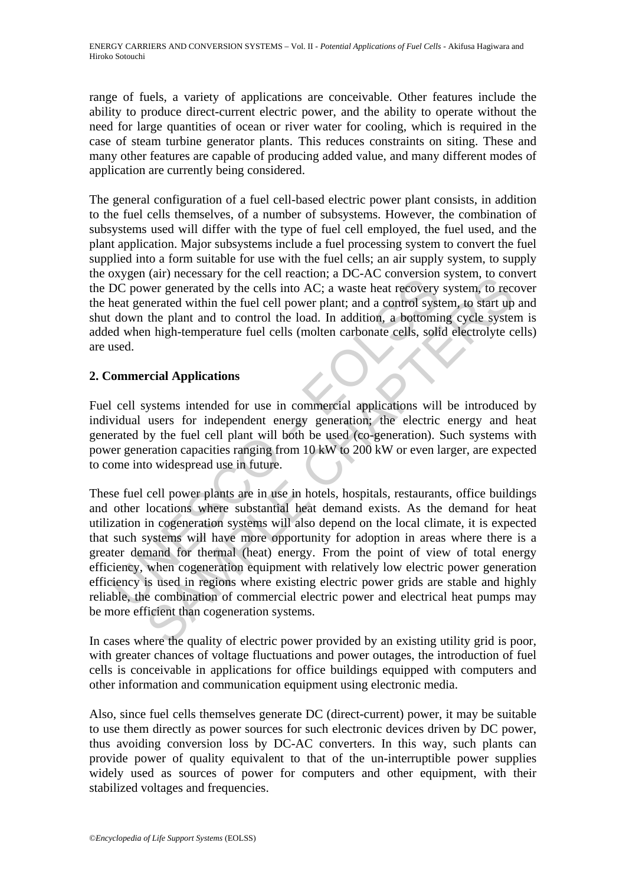range of fuels, a variety of applications are conceivable. Other features include the ability to produce direct-current electric power, and the ability to operate without the need for large quantities of ocean or river water for cooling, which is required in the case of steam turbine generator plants. This reduces constraints on siting. These and many other features are capable of producing added value, and many different modes of application are currently being considered.

The general configuration of a fuel cell-based electric power plant consists, in addition to the fuel cells themselves, of a number of subsystems. However, the combination of subsystems used will differ with the type of fuel cell employed, the fuel used, and the plant application. Major subsystems include a fuel processing system to convert the fuel supplied into a form suitable for use with the fuel cells; an air supply system, to supply the oxygen (air) necessary for the cell reaction; a DC-AC conversion system, to convert the DC power generated by the cells into AC; a waste heat recovery system, to recover the heat generated within the fuel cell power plant; and a control system, to start up and shut down the plant and to control the load. In addition, a bottoming cycle system is added when high-temperature fuel cells (molten carbonate cells, solid electrolyte cells) are used.

## 2. Commercial Applications

Fuel cell systems intended for use in commercial applications will be introduced by individual users for independent energy generation; the electric energy and heat generated by the fuel cell plant will both be used (co-generation). Such systems with power generation capacities ranging from 10 kW to 200 kW or even larger, are expected to come into widespread use in future.

These fuel cell power plants are in use in hotels, hospitals, restaurants, office buildings and other locations where substantial heat demand exists. As the demand for heat utilization in cogeneration systems will also depend on the local climate, it is expected that such systems will have more opportunity for adoption in areas where there is a greater demand for thermal (heat) energy. From the point of view of total energy efficiency, when cogeneration equipment with relatively low electric power generation efficiency is used in regions where existing electric power grids are stable and highly reliable, the combination of commercial electric power and electrical heat pumps may be more efficient than cogeneration systems.

In cases where the quality of electric power provided by an existing utility grid is poor, with greater chances of voltage fluctuations and power outages, the introduction of fuel cells is conceivable in applications for office buildings equipped with computers and other information and communication equipment using electronic media.

Also, since fuel cells themselves generate DC (direct-current) power, it may be suitable to use them directly as power sources for such electronic devices driven by DC power, thus avoiding conversion loss by DC-AC converters. In this way, such plants can provide power of quality equivalent to that of the un-interruptible power supplies widely used as sources of power for computers and other equipment, with their stabilized voltages and frequencies.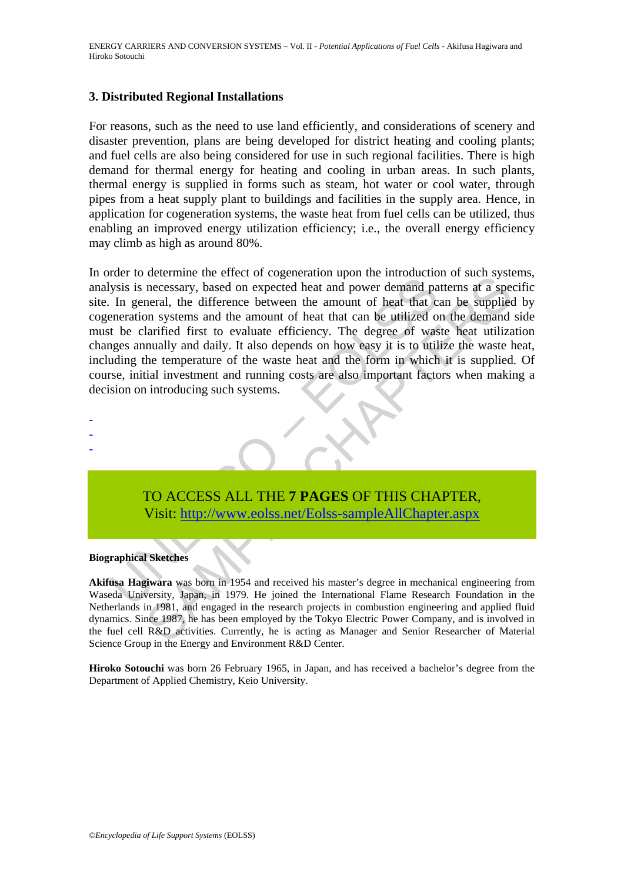## 3. Distributed Regional Installations

For reasons, such as the need to use land efficiently, and considerations of scenery and disaster prevention, plans are being developed for district heating and cooling plants; and fuel cells are also being considered for use in such regional facilities. There is high demand for thermal energy for heating and cooling in urban areas. In such plants, thermal energy is supplied in forms such as steam, hot water or cool water, through pipes from a heat supply plant to buildings and facilities in the supply area. Hence, in application for cogeneration systems, the waste heat from fuel cells can be utilized, thus enabling an improved energy utilization efficiency; i.e., the overall energy efficiency may climb as high as around 80%.

In order to determine the effect of cogeneration upon the introduction of such systems, analysis is necessary, based on expected heat and power demand patterns at a specific site. In general, the difference between the amount of heat that can be supplied by cogeneration systems and the amount of heat that can be utilized on the demand side must be clarified first to evaluate efficiency. The degree of waste heat utilization changes annually and daily. It also depends on how easy it is to utilize the waste heat, including the temperature of the waste heat and the form in which it is supplied. Of course, initial investment and running costs are also important factors when making a decision on introducing such systems.

-
-
-

TO ACCESS ALL THE **7 PAGES** OF THIS CHAPTER,
Visit: http://www.eolss.net/Eolss-sampleAllChapter.aspx

**Biographical Sketches**

**Akifusa Hagiwara** was born in 1954 and received his master's degree in mechanical engineering from Waseda University, Japan, in 1979. He joined the International Flame Research Foundation in the Netherlands in 1981, and engaged in the research projects in combustion engineering and applied fluid dynamics. Since 1987, he has been employed by the Tokyo Electric Power Company, and is involved in the fuel cell R&D activities. Currently, he is acting as Manager and Senior Researcher of Material Science Group in the Energy and Environment R&D Center.

**Hiroko Sotouchi** was born 26 February 1965, in Japan, and has received a bachelor's degree from the Department of Applied Chemistry, Keio University.